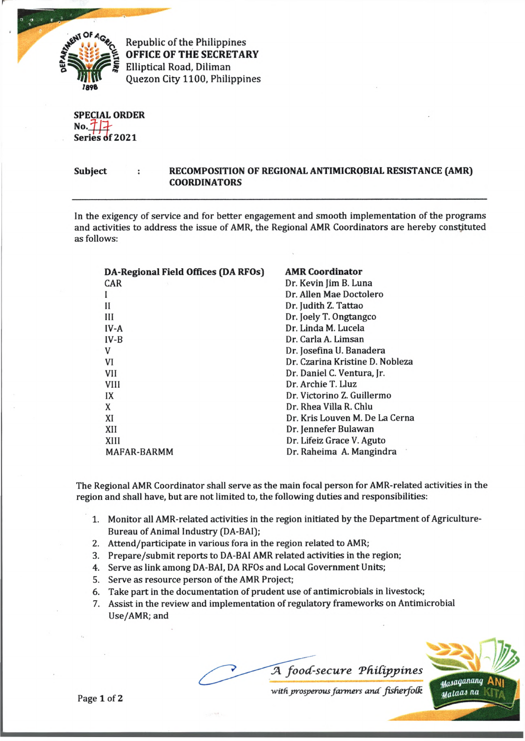Republic of the Philippines
**OFFICE OF THE SECRETARY**
Elliptical Road, Diliman
Quezon City 1100, Philippines

**SPECIAL ORDER**
**No. 717**
**Series of 2021**

**Subject** : **RECOMPOSITION OF REGIONAL ANTIMICROBIAL RESISTANCE (AMR) COORDINATORS**

---

In the exigency of service and for better engagement and smooth implementation of the programs and activities to address the issue of AMR, the Regional AMR Coordinators are hereby constituted as follows:

| DA-Regional Field Offices (DA RFOs) | AMR Coordinator |
|---|---|
| CAR | Dr. Kevin Jim B. Luna |
| I | Dr. Allen Mae Doctolero |
| II | Dr. Judith Z. Tattao |
| III | Dr. Joely T. Ongtangco |
| IV-A | Dr. Linda M. Lucela |
| IV-B | Dr. Carla A. Limsan |
| V | Dr. Josefina U. Banadera |
| VI | Dr. Czarina Kristine D. Nobleza |
| VII | Dr. Daniel C. Ventura, Jr. |
| VIII | Dr. Archie T. Lluz |
| IX | Dr. Victorino Z. Guillermo |
| X | Dr. Rhea Villa R. Chlu |
| XI | Dr. Kris Louven M. De La Cerna |
| XII | Dr. Jennefer Bulawan |
| XIII | Dr. Lifeiz Grace V. Aguto |
| MAFAR-BARMM | Dr. Raheima A. Mangindra |

The Regional AMR Coordinator shall serve as the main focal person for AMR-related activities in the region and shall have, but are not limited to, the following duties and responsibilities:

1. Monitor all AMR-related activities in the region initiated by the Department of Agriculture-Bureau of Animal Industry (DA-BAI);
2. Attend/participate in various fora in the region related to AMR;
3. Prepare/submit reports to DA-BAI AMR related activities in the region;
4. Serve as link among DA-BAI, DA RFOs and Local Government Units;
5. Serve as resource person of the AMR Project;
6. Take part in the documentation of prudent use of antimicrobials in livestock;
7. Assist in the review and implementation of regulatory frameworks on Antimicrobial Use/AMR; and

*A food-secure Philippines*
*with prosperous farmers and fisherfolk*

Masaganang ANI Mataas na KITA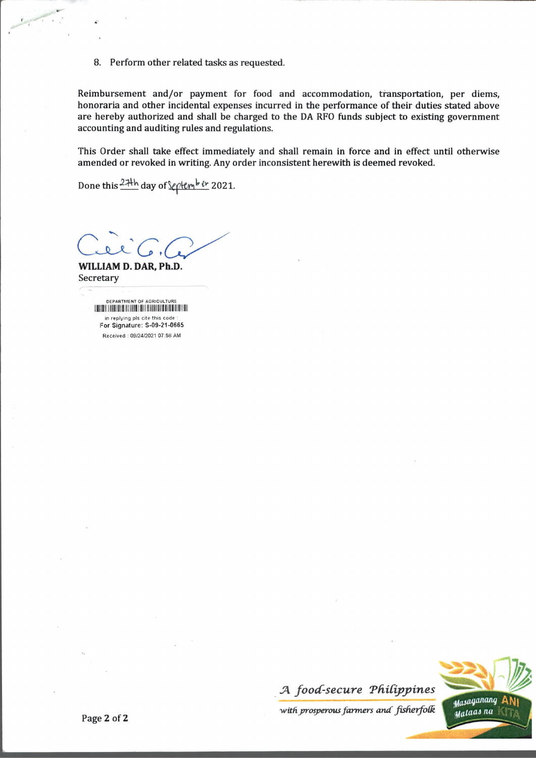8. Perform other related tasks as requested.

Reimbursement and/or payment for food and accommodation, transportation, per diems, honoraria and other incidental expenses incurred in the performance of their duties stated above are hereby authorized and shall be charged to the DA RFO funds subject to existing government accounting and auditing rules and regulations.

This Order shall take effect immediately and shall remain in force and in effect until otherwise amended or revoked in writing. Any order inconsistent herewith is deemed revoked.

Done this 27th day of September 2021.

**WILLIAM D. DAR, Ph.D.**
Secretary

DEPARTMENT OF AGRICULTURE
in replying pls cite this code :
For Signature: S-09-21-0665
Received : 09/24/2021 07:58 AM

*A food-secure Philippines*
*with prosperous farmers and fisherfolk*

Masaganang ANI Mataas na KITA